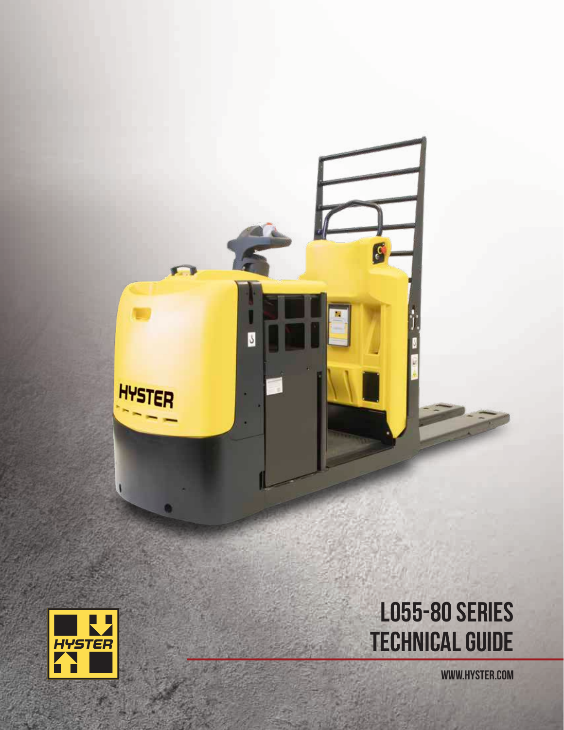# LO55-80 SERIES TECHNICAL GUIDE

WWW.HYSTER.COM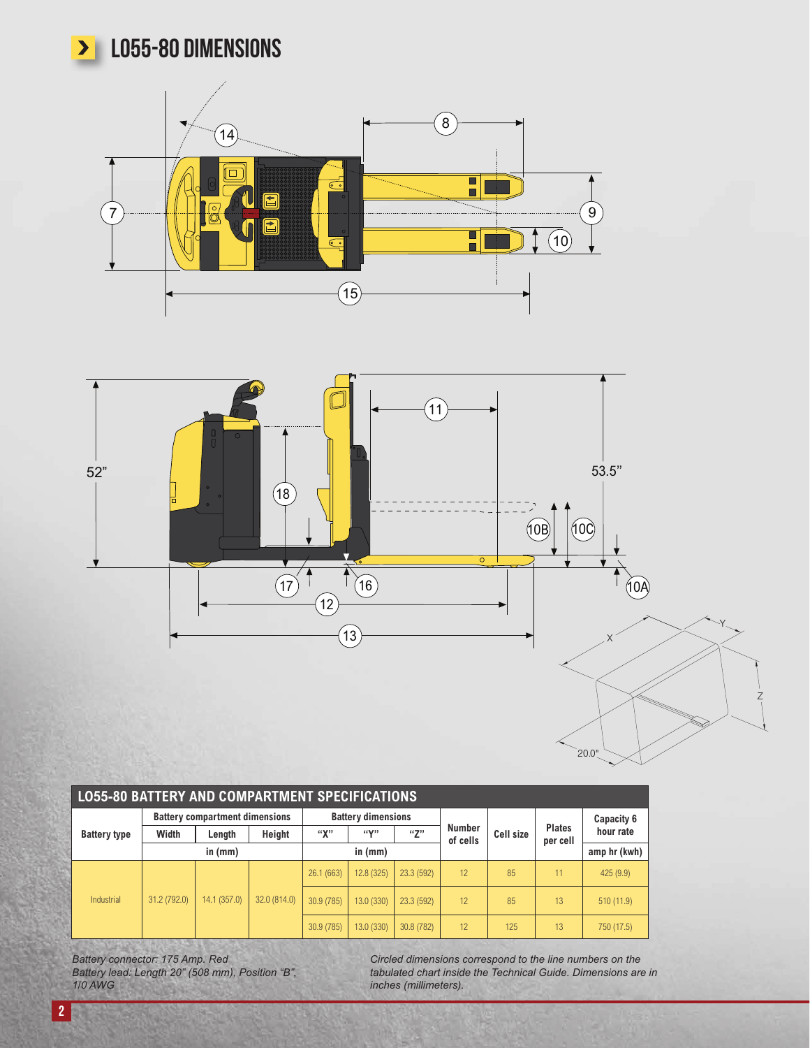## LO55-80 DIMENSIONS

## LO55-80 BATTERY AND COMPARTMENT SPECIFICATIONS

| Battery type | Battery compartment dimensions | | | Battery dimensions | | | Number of cells | Cell size | Plates per cell | Capacity 6 hour rate |
|---|---|---|---|---|---|---|---|---|---|---|
| | Width | Length | Height | "X" | "Y" | "Z" | | | | |
| | in (mm) | | | in (mm) | | | | | | amp hr (kwh) |
| Industrial | 31.2 (792.0) | 14.1 (357.0) | 32.0 (814.0) | 26.1 (663) | 12.8 (325) | 23.3 (592) | 12 | 85 | 11 | 425 (9.9) |
| | | | | 30.9 (785) | 13.0 (330) | 23.3 (592) | 12 | 85 | 13 | 510 (11.9) |
| | | | | 30.9 (785) | 13.0 (330) | 30.8 (782) | 12 | 125 | 13 | 750 (17.5) |

*Battery connector: 175 Amp. Red*
*Battery lead: Length 20" (508 mm), Position "B", 1/0 AWG*

*Circled dimensions correspond to the line numbers on the tabulated chart inside the Technical Guide. Dimensions are in inches (millimeters).*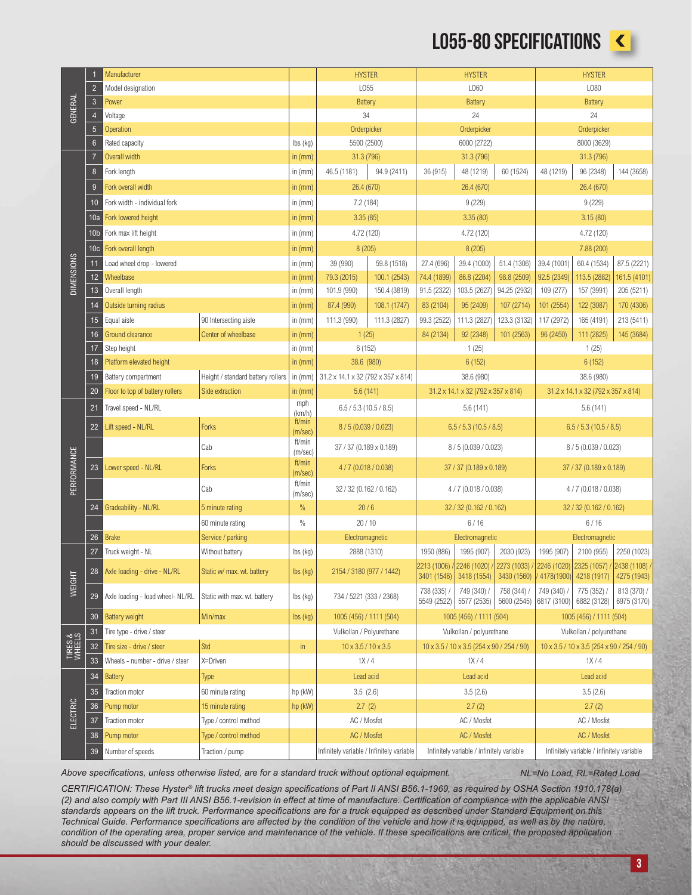# L055-80 SPECIFICATIONS

| Section | # | Item | Condition | Units | L055 | | L060 | | | L080 | | |
|---|---|---|---|---|---|---|---|---|---|---|---|---|
| GENERAL | 1 | Manufacturer | | | HYSTER | | HYSTER | | | HYSTER | | |
| | 2 | Model designation | | | L055 | | L060 | | | L080 | | |
| | 3 | Power | | | Battery | | Battery | | | Battery | | |
| | 4 | Voltage | | | 34 | | 24 | | | 24 | | |
| | 5 | Operation | | | Orderpicker | | Orderpicker | | | Orderpicker | | |
| | 6 | Rated capacity | | lbs (kg) | 5500 (2500) | | 6000 (2722) | | | 8000 (3629) | | |
| DIMENSIONS | 7 | Overall width | | in (mm) | 31.3 (796) | | 31.3 (796) | | | 31.3 (796) | | |
| | 8 | Fork length | | in (mm) | 46.5 (1181) | 94.9 (2411) | 36 (915) | 48 (1219) | 60 (1524) | 48 (1219) | 96 (2348) | 144 (3658) |
| | 9 | Fork overall width | | in (mm) | 26.4 (670) | | 26.4 (670) | | | 26.4 (670) | | |
| | 10 | Fork width - individual fork | | in (mm) | 7.2 (184) | | 9 (229) | | | 9 (229) | | |
| | 10a | Fork lowered height | | in (mm) | 3.35 (85) | | 3.35 (80) | | | 3.15 (80) | | |
| | 10b | Fork max lift height | | in (mm) | 4.72 (120) | | 4.72 (120) | | | 4.72 (120) | | |
| | 10c | Fork overall length | | in (mm) | 8 (205) | | 8 (205) | | | 7.88 (200) | | |
| | 11 | Load wheel drop - lowered | | in (mm) | 39 (990) | 59.8 (1518) | 27.4 (696) | 39.4 (1000) | 51.4 (1306) | 39.4 (1001) | 60.4 (1534) | 87.5 (2221) |
| | 12 | Wheelbase | | in (mm) | 79.3 (2015) | 100.1 (2543) | 74.4 (1899) | 86.8 (2204) | 98.8 (2509) | 92.5 (2349) | 113.5 (2882) | 161.5 (4101) |
| | 13 | Overall length | | in (mm) | 101.9 (990) | 150.4 (3819) | 91.5 (2322) | 103.5 (2627) | 94.25 (2932) | 109 (277) | 157 (3991) | 205 (5211) |
| | 14 | Outside turning radius | | in (mm) | 87.4 (990) | 108.1 (1747) | 83 (2104) | 95 (2409) | 107 (2714) | 101 (2554) | 122 (3087) | 170 (4306) |
| | 15 | Equal aisle | 90 Intersecting aisle | in (mm) | 111.3 (990) | 111.3 (2827) | 99.3 (2522) | 111.3 (2827) | 123.3 (3132) | 117 (2972) | 165 (4191) | 213 (5411) |
| | 16 | Ground clearance | Center of wheelbase | in (mm) | 1 (25) | | 84 (2134) | 92 (2348) | 101 (2563) | 96 (2450) | 111 (2825) | 145 (3684) |
| | 17 | Step height | | in (mm) | 6 (152) | | 1 (25) | | | 1 (25) | | |
| | 18 | Platform elevated height | | in (mm) | 38.6 (980) | | 6 (152) | | | 6 (152) | | |
| | 19 | Battery compartment | Height / standard battery rollers | in (mm) | 31.2 x 14.1 x 32 (792 x 357 x 814) | | 38.6 (980) | | | 38.6 (980) | | |
| | 20 | Floor to top of battery rollers | Side extraction | in (mm) | 5.6 (141) | | 31.2 x 14.1 x 32 (792 x 357 x 814) | | | 31.2 x 14.1 x 32 (792 x 357 x 814) | | |
| PERFORMANCE | 21 | Travel speed - NL/RL | | mph (km/h) | 6.5 / 5.3 (10.5 / 8.5) | | 5.6 (141) | | | 5.6 (141) | | |
| | 22 | Lift speed - NL/RL | Forks | ft/min (m/sec) | 8 / 5 (0.039 / 0.023) | | 6.5 / 5.3 (10.5 / 8.5) | | | 6.5 / 5.3 (10.5 / 8.5) | | |
| | | | Cab | ft/min (m/sec) | 37 / 37 (0.189 x 0.189) | | 8 / 5 (0.039 / 0.023) | | | 8 / 5 (0.039 / 0.023) | | |
| | 23 | Lower speed - NL/RL | Forks | ft/min (m/sec) | 4 / 7 (0.018 / 0.038) | | 37 / 37 (0.189 x 0.189) | | | 37 / 37 (0.189 x 0.189) | | |
| | | | Cab | ft/min (m/sec) | 32 / 32 (0.162 / 0.162) | | 4 / 7 (0.018 / 0.038) | | | 4 / 7 (0.018 / 0.038) | | |
| | 24 | Gradeability - NL/RL | 5 minute rating | % | 20 / 6 | | 32 / 32 (0.162 / 0.162) | | | 32 / 32 (0.162 / 0.162) | | |
| | | | 60 minute rating | % | 20 / 10 | | 6 / 16 | | | 6 / 16 | | |
| | 26 | Brake | Service / parking | | Electromagnetic | | Electromagnetic | | | Electromagnetic | | |
| WEIGHT | 27 | Truck weight - NL | Without battery | lbs (kg) | 2888 (1310) | | 1950 (886) | 1995 (907) | 2030 (923) | 1995 (907) | 2100 (955) | 2250 (1023) |
| | 28 | Axle loading - drive - NL/RL | Static w/ max. wt. battery | lbs (kg) | 2154 / 3180 (977 / 1442) | | 2213 (1006) / 3401 (1546) | 2246 (1020) / 3418 (1554) | 2273 (1033) / 3430 (1560) | 2246 (1020) / 4178(1900) | 2325 (1057) / 4218 (1917) | 2438 (1108) / 4275 (1943) |
| | 29 | Axle loading - load wheel- NL/RL | Static with max. wt. battery | lbs (kg) | 734 / 5221 (333 / 2368) | | 738 (335) / 5549 (2522) | 749 (340) / 5577 (2535) | 758 (344) / 5600 (2545) | 749 (340) / 6817 (3100) | 775 (352) / 6882 (3128) | 813 (370) / 6975 (3170) |
| | 30 | Battery weight | Min/max | lbs (kg) | 1005 (456) / 1111 (504) | | 1005 (456) / 1111 (504) | | | 1005 (456) / 1111 (504) | | |
| TIRES & WHEELS | 31 | Tire type - drive / steer | | | Vulkollan / Polyurethane | | Vulkollan / polyurethane | | | Vulkollan / polyurethane | | |
| | 32 | Tire size - drive / steer | Std | in | 10 x 3.5 / 10 x 3.5 | | 10 x 3.5 / 10 x 3.5 (254 x 90 / 254 / 90) | | | 10 x 3.5 / 10 x 3.5 (254 x 90 / 254 / 90) | | |
| | 33 | Wheels - number - drive / steer | X=Driven | | 1X / 4 | | 1X / 4 | | | 1X / 4 | | |
| ELECTRIC | 34 | Battery | Type | | Lead acid | | Lead acid | | | Lead acid | | |
| | 35 | Traction motor | 60 minute rating | hp (kW) | 3.5 (2.6) | | 3.5 (2.6) | | | 3.5 (2.6) | | |
| | 36 | Pump motor | 15 minute rating | hp (kW) | 2.7 (2) | | 2.7 (2) | | | 2.7 (2) | | |
| | 37 | Traction motor | Type / control method | | AC / Mosfet | | AC / Mosfet | | | AC / Mosfet | | |
| | 38 | Pump motor | Type / control method | | AC / Mosfet | | AC / Mosfet | | | AC / Mosfet | | |
| | 39 | Number of speeds | Traction / pump | | Infinitely variable / Infinitely variable | | Infinitely variable / infinitely variable | | | Infinitely variable / infinitely variable | | |

*Above specifications, unless otherwise listed, are for a standard truck without optional equipment.* *NL=No Load, RL=Rated Load*

*CERTIFICATION: These Hyster® lift trucks meet design specifications of Part II ANSI B56.1-1969, as required by OSHA Section 1910.178(a) (2) and also comply with Part III ANSI B56.1-revision in effect at time of manufacture. Certification of compliance with the applicable ANSI standards appears on the lift truck. Performance specifications are for a truck equipped as described under Standard Equipment on this Technical Guide. Performance specifications are affected by the condition of the vehicle and how it is equipped, as well as by the nature, condition of the operating area, proper service and maintenance of the vehicle. If these specifications are critical, the proposed application should be discussed with your dealer.*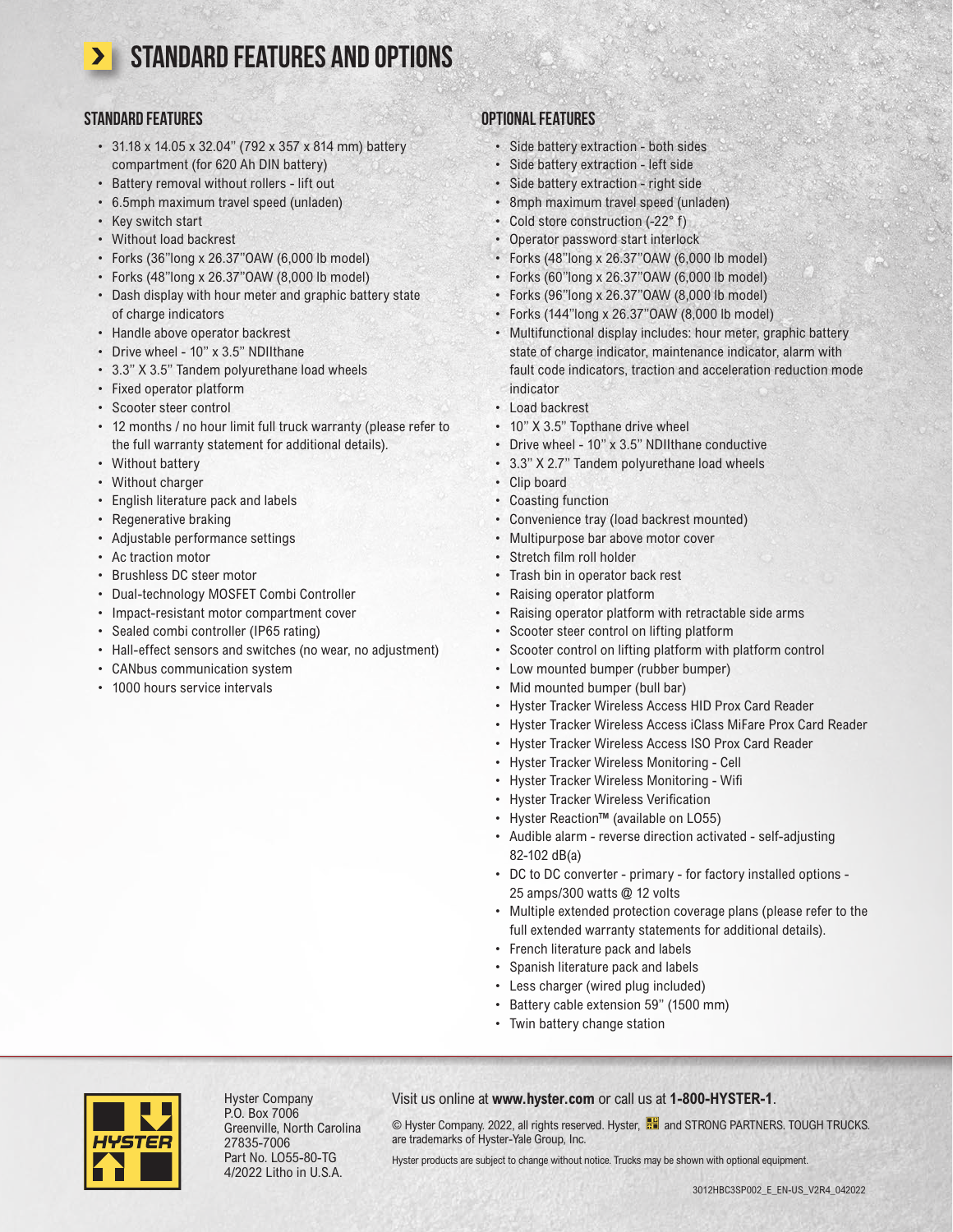# STANDARD FEATURES AND OPTIONS

## STANDARD FEATURES

- 31.18 x 14.05 x 32.04" (792 x 357 x 814 mm) battery compartment (for 620 Ah DIN battery)
- Battery removal without rollers - lift out
- 6.5mph maximum travel speed (unladen)
- Key switch start
- Without load backrest
- Forks (36"long x 26.37"OAW (6,000 lb model)
- Forks (48"long x 26.37"OAW (8,000 lb model)
- Dash display with hour meter and graphic battery state of charge indicators
- Handle above operator backrest
- Drive wheel - 10" x 3.5" NDIIthane
- 3.3" X 3.5" Tandem polyurethane load wheels
- Fixed operator platform
- Scooter steer control
- 12 months / no hour limit full truck warranty (please refer to the full warranty statement for additional details).
- Without battery
- Without charger
- English literature pack and labels
- Regenerative braking
- Adjustable performance settings
- Ac traction motor
- Brushless DC steer motor
- Dual-technology MOSFET Combi Controller
- Impact-resistant motor compartment cover
- Sealed combi controller (IP65 rating)
- Hall-effect sensors and switches (no wear, no adjustment)
- CANbus communication system
- 1000 hours service intervals

## OPTIONAL FEATURES

- Side battery extraction - both sides
- Side battery extraction - left side
- Side battery extraction - right side
- 8mph maximum travel speed (unladen)
- Cold store construction (-22° f)
- Operator password start interlock
- Forks (48"long x 26.37"OAW (6,000 lb model)
- Forks (60"long x 26.37"OAW (6,000 lb model)
- Forks (96"long x 26.37"OAW (8,000 lb model)
- Forks (144"long x 26.37"OAW (8,000 lb model)
- Multifunctional display includes: hour meter, graphic battery state of charge indicator, maintenance indicator, alarm with fault code indicators, traction and acceleration reduction mode indicator
- Load backrest
- 10" X 3.5" Topthane drive wheel
- Drive wheel - 10" x 3.5" NDIIthane conductive
- 3.3" X 2.7" Tandem polyurethane load wheels
- Clip board
- Coasting function
- Convenience tray (load backrest mounted)
- Multipurpose bar above motor cover
- Stretch film roll holder
- Trash bin in operator back rest
- Raising operator platform
- Raising operator platform with retractable side arms
- Scooter steer control on lifting platform
- Scooter control on lifting platform with platform control
- Low mounted bumper (rubber bumper)
- Mid mounted bumper (bull bar)
- Hyster Tracker Wireless Access HID Prox Card Reader
- Hyster Tracker Wireless Access iClass MiFare Prox Card Reader
- Hyster Tracker Wireless Access ISO Prox Card Reader
- Hyster Tracker Wireless Monitoring - Cell
- Hyster Tracker Wireless Monitoring - Wifi
- Hyster Tracker Wireless Verification
- Hyster Reaction™ (available on LO55)
- Audible alarm - reverse direction activated - self-adjusting 82-102 dB(a)
- DC to DC converter - primary - for factory installed options - 25 amps/300 watts @ 12 volts
- Multiple extended protection coverage plans (please refer to the full extended warranty statements for additional details).
- French literature pack and labels
- Spanish literature pack and labels
- Less charger (wired plug included)
- Battery cable extension 59" (1500 mm)
- Twin battery change station

Hyster Company
P.O. Box 7006
Greenville, North Carolina
27835-7006
Part No. LO55-80-TG
4/2022 Litho in U.S.A.

Visit us online at **www.hyster.com** or call us at **1-800-HYSTER-1**.

© Hyster Company. 2022, all rights reserved. Hyster, and STRONG PARTNERS. TOUGH TRUCKS. are trademarks of Hyster-Yale Group, Inc.

Hyster products are subject to change without notice. Trucks may be shown with optional equipment.

3012HBC3SP002_E_EN-US_V2R4_042022